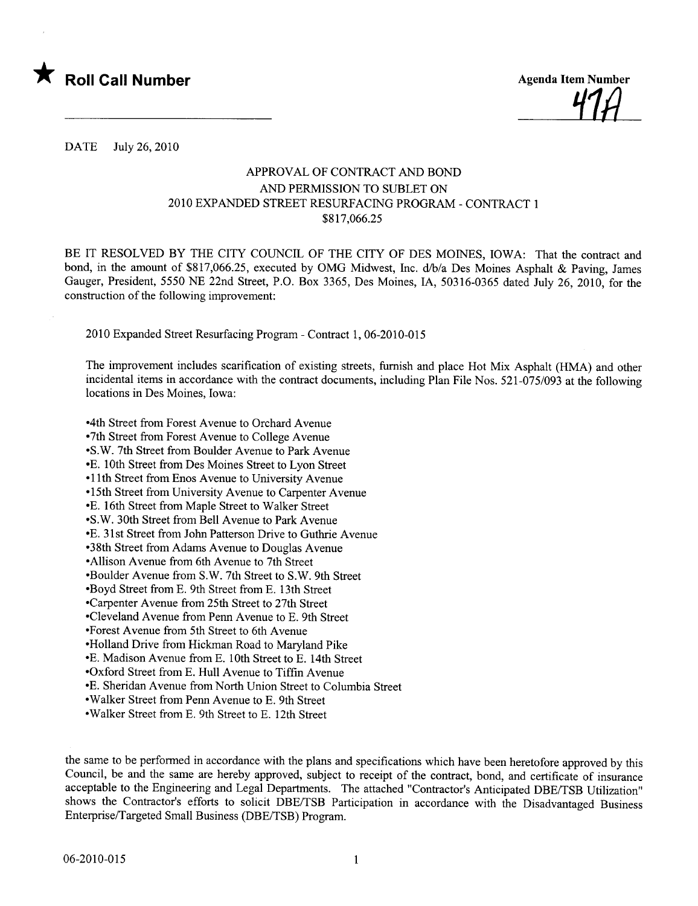★ **Roll Call Number**

Agenda Item Number

47A

DATE July 26, 2010

APPROVAL OF CONTRACT AND BOND
AND PERMISSION TO SUBLET ON
2010 EXPANDED STREET RESURFACING PROGRAM - CONTRACT 1
$817,066.25

BE IT RESOLVED BY THE CITY COUNCIL OF THE CITY OF DES MOINES, IOWA: That the contract and bond, in the amount of $817,066.25, executed by OMG Midwest, Inc. d/b/a Des Moines Asphalt & Paving, James Gauger, President, 5550 NE 22nd Street, P.O. Box 3365, Des Moines, IA, 50316-0365 dated July 26, 2010, for the construction of the following improvement:

2010 Expanded Street Resurfacing Program - Contract 1, 06-2010-015

The improvement includes scarification of existing streets, furnish and place Hot Mix Asphalt (HMA) and other incidental items in accordance with the contract documents, including Plan File Nos. 521-075/093 at the following locations in Des Moines, Iowa:

- 4th Street from Forest Avenue to Orchard Avenue
- 7th Street from Forest Avenue to College Avenue
- S.W. 7th Street from Boulder Avenue to Park Avenue
- E. 10th Street from Des Moines Street to Lyon Street
- 11th Street from Enos Avenue to University Avenue
- 15th Street from University Avenue to Carpenter Avenue
- E. 16th Street from Maple Street to Walker Street
- S.W. 30th Street from Bell Avenue to Park Avenue
- E. 31st Street from John Patterson Drive to Guthrie Avenue
- 38th Street from Adams Avenue to Douglas Avenue
- Allison Avenue from 6th Avenue to 7th Street
- Boulder Avenue from S.W. 7th Street to S.W. 9th Street
- Boyd Street from E. 9th Street from E. 13th Street
- Carpenter Avenue from 25th Street to 27th Street
- Cleveland Avenue from Penn Avenue to E. 9th Street
- Forest Avenue from 5th Street to 6th Avenue
- Holland Drive from Hickman Road to Maryland Pike
- E. Madison Avenue from E. 10th Street to E. 14th Street
- Oxford Street from E. Hull Avenue to Tiffin Avenue
- E. Sheridan Avenue from North Union Street to Columbia Street
- Walker Street from Penn Avenue to E. 9th Street
- Walker Street from E. 9th Street to E. 12th Street

the same to be performed in accordance with the plans and specifications which have been heretofore approved by this Council, be and the same are hereby approved, subject to receipt of the contract, bond, and certificate of insurance acceptable to the Engineering and Legal Departments. The attached "Contractor's Anticipated DBE/TSB Utilization" shows the Contractor's efforts to solicit DBE/TSB Participation in accordance with the Disadvantaged Business Enterprise/Targeted Small Business (DBE/TSB) Program.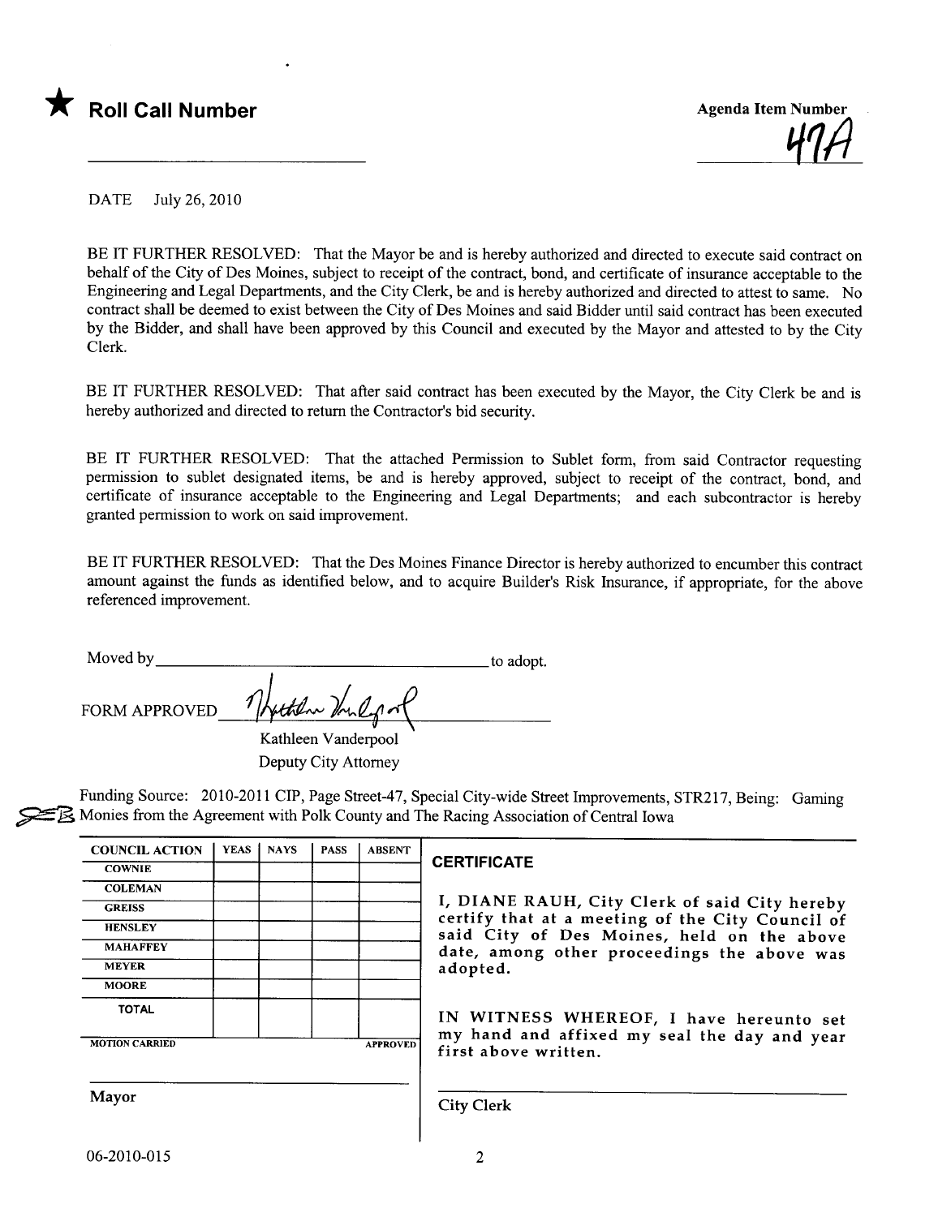★ **Roll Call Number**

**Agenda Item Number**

47A

DATE July 26, 2010

BE IT FURTHER RESOLVED: That the Mayor be and is hereby authorized and directed to execute said contract on behalf of the City of Des Moines, subject to receipt of the contract, bond, and certificate of insurance acceptable to the Engineering and Legal Departments, and the City Clerk, be and is hereby authorized and directed to attest to same. No contract shall be deemed to exist between the City of Des Moines and said Bidder until said contract has been executed by the Bidder, and shall have been approved by this Council and executed by the Mayor and attested to by the City Clerk.

BE IT FURTHER RESOLVED: That after said contract has been executed by the Mayor, the City Clerk be and is hereby authorized and directed to return the Contractor's bid security.

BE IT FURTHER RESOLVED: That the attached Permission to Sublet form, from said Contractor requesting permission to sublet designated items, be and is hereby approved, subject to receipt of the contract, bond, and certificate of insurance acceptable to the Engineering and Legal Departments; and each subcontractor is hereby granted permission to work on said improvement.

BE IT FURTHER RESOLVED: That the Des Moines Finance Director is hereby authorized to encumber this contract amount against the funds as identified below, and to acquire Builder's Risk Insurance, if appropriate, for the above referenced improvement.

Moved by ______________________________ to adopt.

FORM APPROVED ______________________________
Kathleen Vanderpool
Deputy City Attorney

Funding Source: 2010-2011 CIP, Page Street-47, Special City-wide Street Improvements, STR217, Being: Gaming Monies from the Agreement with Polk County and The Racing Association of Central Iowa

| COUNCIL ACTION | YEAS | NAYS | PASS | ABSENT |
|---|---|---|---|---|
| COWNIE | | | | |
| COLEMAN | | | | |
| GREISS | | | | |
| HENSLEY | | | | |
| MAHAFFEY | | | | |
| MEYER | | | | |
| MOORE | | | | |
| TOTAL | | | | |

MOTION CARRIED APPROVED

______________________________
Mayor

**CERTIFICATE**

I, DIANE RAUH, City Clerk of said City hereby certify that at a meeting of the City Council of said City of Des Moines, held on the above date, among other proceedings the above was adopted.

IN WITNESS WHEREOF, I have hereunto set my hand and affixed my seal the day and year first above written.

______________________________
City Clerk

06-2010-015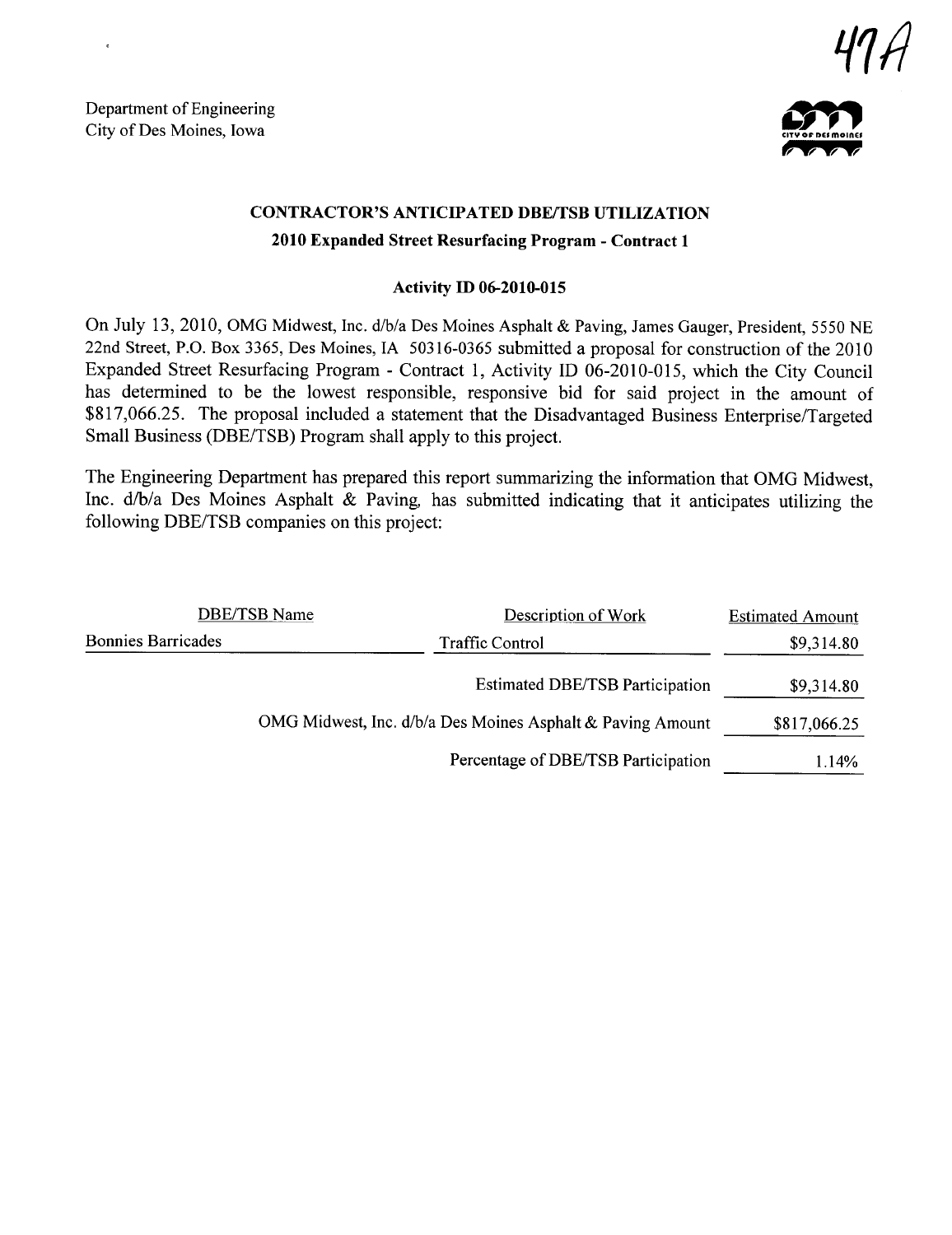47A

Department of Engineering
City of Des Moines, Iowa

## CONTRACTOR'S ANTICIPATED DBE/TSB UTILIZATION

### 2010 Expanded Street Resurfacing Program - Contract 1

#### Activity ID 06-2010-015

On July 13, 2010, OMG Midwest, Inc. d/b/a Des Moines Asphalt & Paving, James Gauger, President, 5550 NE 22nd Street, P.O. Box 3365, Des Moines, IA 50316-0365 submitted a proposal for construction of the 2010 Expanded Street Resurfacing Program - Contract 1, Activity ID 06-2010-015, which the City Council has determined to be the lowest responsible, responsive bid for said project in the amount of $817,066.25. The proposal included a statement that the Disadvantaged Business Enterprise/Targeted Small Business (DBE/TSB) Program shall apply to this project.

The Engineering Department has prepared this report summarizing the information that OMG Midwest, Inc. d/b/a Des Moines Asphalt & Paving, has submitted indicating that it anticipates utilizing the following DBE/TSB companies on this project:

| DBE/TSB Name | Description of Work | Estimated Amount |
| --- | --- | --- |
| Bonnies Barricades | Traffic Control | $9,314.80 |
| | Estimated DBE/TSB Participation | $9,314.80 |
| | OMG Midwest, Inc. d/b/a Des Moines Asphalt & Paving Amount | $817,066.25 |
| | Percentage of DBE/TSB Participation | 1.14% |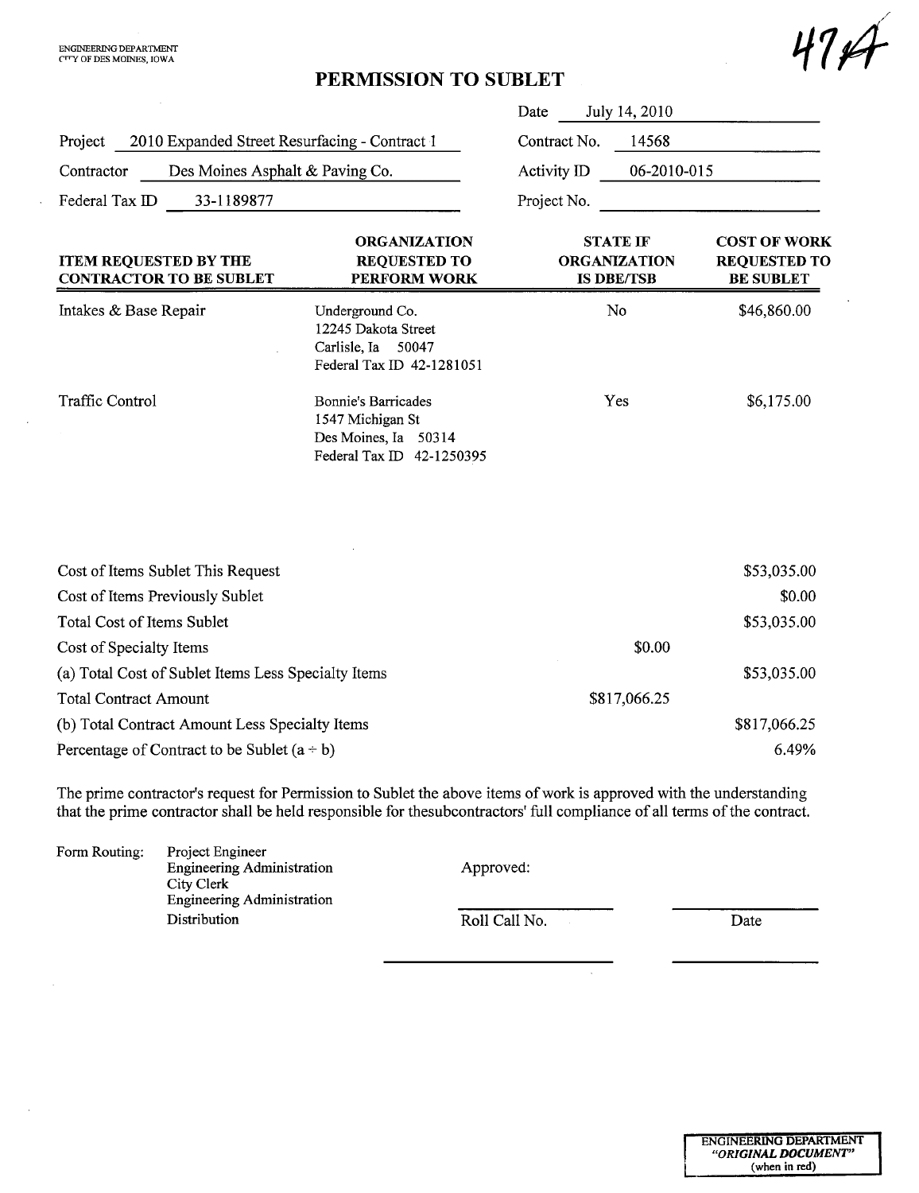ENGINEERING DEPARTMENT
CITY OF DES MOINES, IOWA

47A

# PERMISSION TO SUBLET

| | |
|---|---|
| Project: 2010 Expanded Street Resurfacing - Contract 1 | Date: July 14, 2010 |
| Contractor: Des Moines Asphalt & Paving Co. | Contract No.: 14568 |
| Federal Tax ID: 33-1189877 | Activity ID: 06-2010-015 |
| | Project No.: |

| ITEM REQUESTED BY THE CONTRACTOR TO BE SUBLET | ORGANIZATION REQUESTED TO PERFORM WORK | STATE IF ORGANIZATION IS DBE/TSB | COST OF WORK REQUESTED TO BE SUBLET |
|---|---|---|---|
| Intakes & Base Repair | Underground Co.<br>12245 Dakota Street<br>Carlisle, Ia 50047<br>Federal Tax ID 42-1281051 | No | $46,860.00 |
| Traffic Control | Bonnie's Barricades<br>1547 Michigan St<br>Des Moines, Ia 50314<br>Federal Tax ID 42-1250395 | Yes | $6,175.00 |

| | | |
|---|---|---|
| Cost of Items Sublet This Request | | $53,035.00 |
| Cost of Items Previously Sublet | | $0.00 |
| Total Cost of Items Sublet | | $53,035.00 |
| Cost of Specialty Items | $0.00 | |
| (a) Total Cost of Sublet Items Less Specialty Items | | $53,035.00 |
| Total Contract Amount | $817,066.25 | |
| (b) Total Contract Amount Less Specialty Items | | $817,066.25 |
| Percentage of Contract to be Sublet (a ÷ b) | | 6.49% |

The prime contractor's request for Permission to Sublet the above items of work is approved with the understanding that the prime contractor shall be held responsible for thesubcontractors' full compliance of all terms of the contract.

Form Routing:
- Project Engineer
- Engineering Administration
- City Clerk
- Engineering Administration
- Distribution

Approved:

Roll Call No. ____________ Date ____________

______________________ ____________

ENGINEERING DEPARTMENT
*"ORIGINAL DOCUMENT"*
(when in red)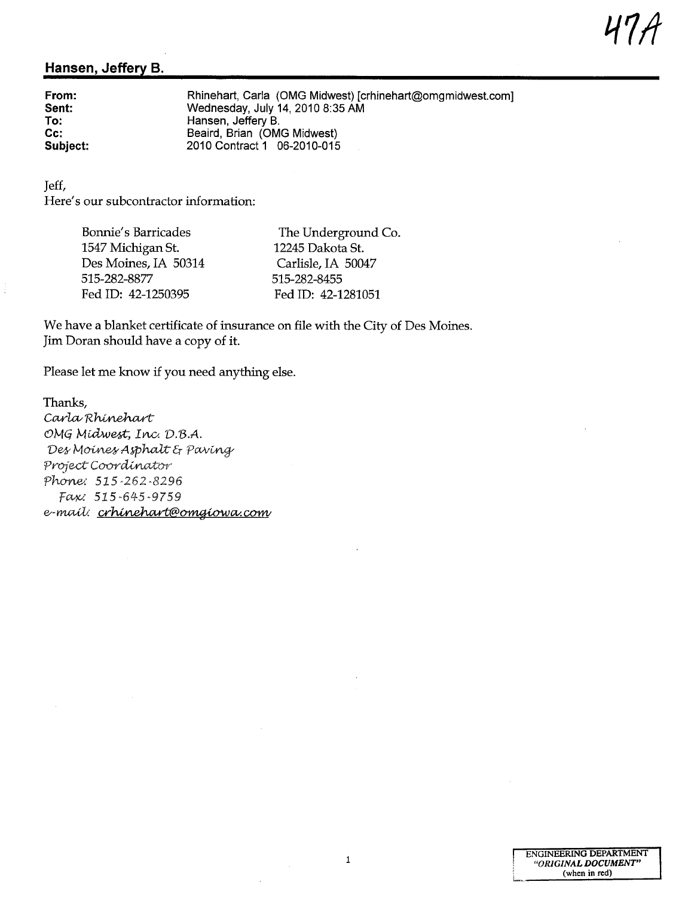47A

## Hansen, Jeffery B.

**From:** Rhinehart, Carla (OMG Midwest) [crhinehart@omgmidwest.com]
**Sent:** Wednesday, July 14, 2010 8:35 AM
**To:** Hansen, Jeffery B.
**Cc:** Beaird, Brian (OMG Midwest)
**Subject:** 2010 Contract 1 06-2010-015

Jeff,
Here's our subcontractor information:

| | |
|---|---|
| Bonnie's Barricades | The Underground Co. |
| 1547 Michigan St. | 12245 Dakota St. |
| Des Moines, IA 50314 | Carlisle, IA 50047 |
| 515-282-8877 | 515-282-8455 |
| Fed ID: 42-1250395 | Fed ID: 42-1281051 |

We have a blanket certificate of insurance on file with the City of Des Moines.
Jim Doran should have a copy of it.

Please let me know if you need anything else.

Thanks,
*Carla Rhinehart*
*OMG Midwest, Inc. D.B.A.*
*Des Moines Asphalt & Paving*
*Project Coordinator*
*Phone: 515-262-8296*
*Fax: 515-645-9759*
*e-mail: crhinehart@omgiowa.com*

ENGINEERING DEPARTMENT
*"ORIGINAL DOCUMENT"*
(when in red)